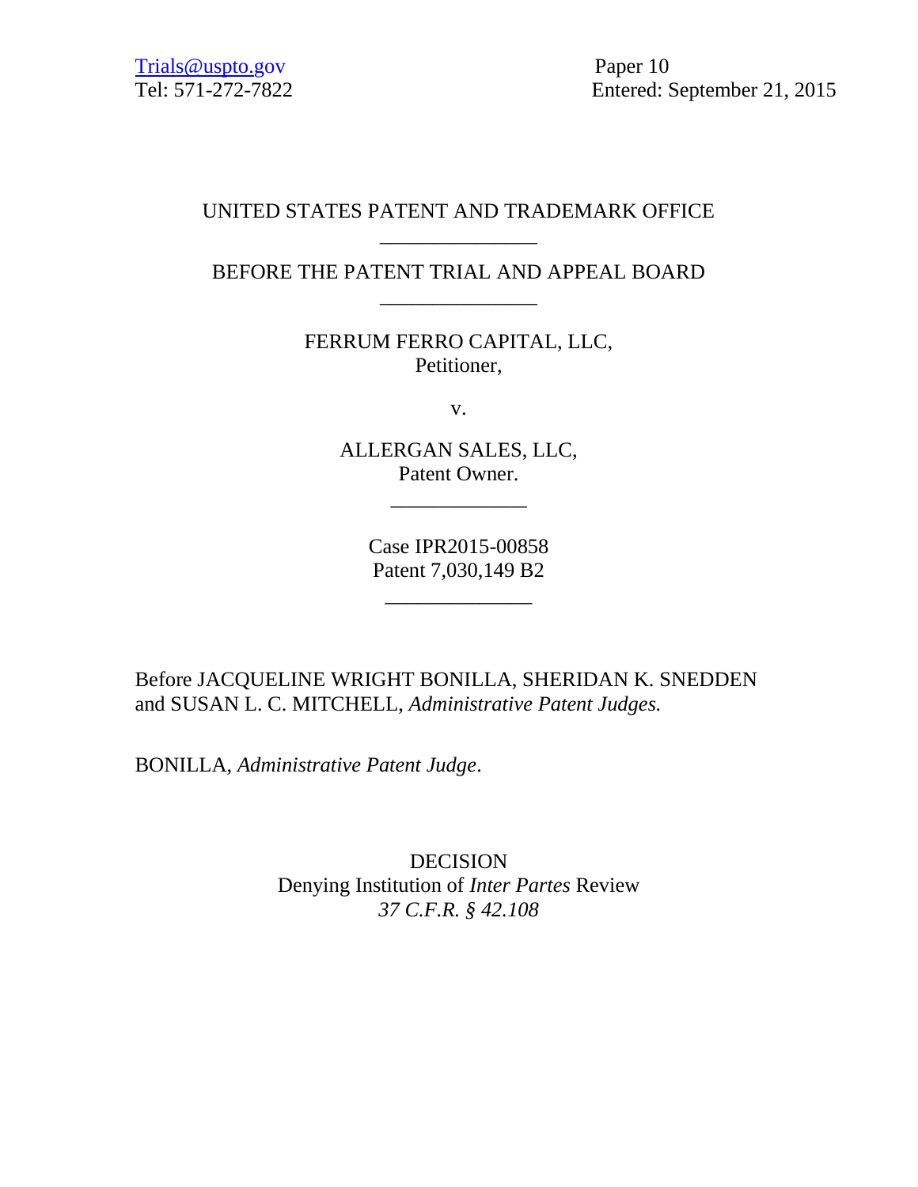Trials@uspto.gov
Tel: 571-272-7822

Paper 10
Entered: September 21, 2015

UNITED STATES PATENT AND TRADEMARK OFFICE

---

BEFORE THE PATENT TRIAL AND APPEAL BOARD

---

FERRUM FERRO CAPITAL, LLC,
Petitioner,

v.

ALLERGAN SALES, LLC,
Patent Owner.

---

Case IPR2015-00858
Patent 7,030,149 B2

---

Before JACQUELINE WRIGHT BONILLA, SHERIDAN K. SNEDDEN and SUSAN L. C. MITCHELL, *Administrative Patent Judges.*

BONILLA, *Administrative Patent Judge*.

DECISION
Denying Institution of *Inter Partes* Review
*37 C.F.R. § 42.108*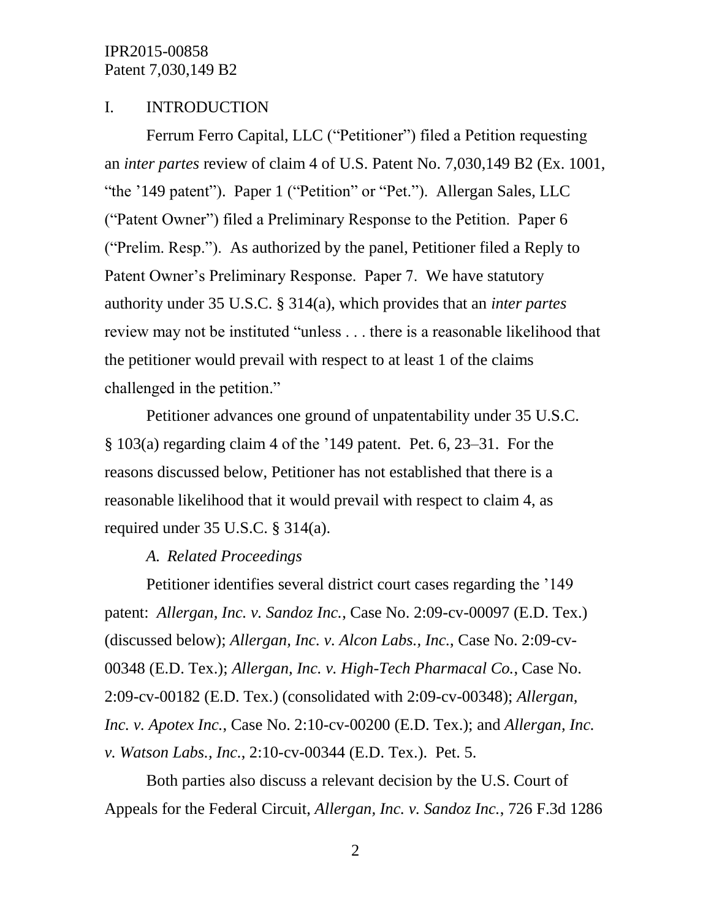## I. INTRODUCTION

Ferrum Ferro Capital, LLC ("Petitioner") filed a Petition requesting an *inter partes* review of claim 4 of U.S. Patent No. 7,030,149 B2 (Ex. 1001, "the '149 patent"). Paper 1 ("Petition" or "Pet."). Allergan Sales, LLC ("Patent Owner") filed a Preliminary Response to the Petition. Paper 6 ("Prelim. Resp."). As authorized by the panel, Petitioner filed a Reply to Patent Owner's Preliminary Response. Paper 7. We have statutory authority under 35 U.S.C. § 314(a), which provides that an *inter partes* review may not be instituted "unless . . . there is a reasonable likelihood that the petitioner would prevail with respect to at least 1 of the claims challenged in the petition."

Petitioner advances one ground of unpatentability under 35 U.S.C. § 103(a) regarding claim 4 of the '149 patent. Pet. 6, 23–31. For the reasons discussed below, Petitioner has not established that there is a reasonable likelihood that it would prevail with respect to claim 4, as required under 35 U.S.C. § 314(a).

### *A. Related Proceedings*

Petitioner identifies several district court cases regarding the '149 patent: *Allergan, Inc. v. Sandoz Inc.*, Case No. 2:09-cv-00097 (E.D. Tex.) (discussed below); *Allergan, Inc. v. Alcon Labs., Inc.*, Case No. 2:09-cv-00348 (E.D. Tex.); *Allergan, Inc. v. High-Tech Pharmacal Co.*, Case No. 2:09-cv-00182 (E.D. Tex.) (consolidated with 2:09-cv-00348); *Allergan, Inc. v. Apotex Inc.*, Case No. 2:10-cv-00200 (E.D. Tex.); and *Allergan, Inc. v. Watson Labs., Inc.*, 2:10-cv-00344 (E.D. Tex.). Pet. 5.

Both parties also discuss a relevant decision by the U.S. Court of Appeals for the Federal Circuit, *Allergan, Inc. v. Sandoz Inc.*, 726 F.3d 1286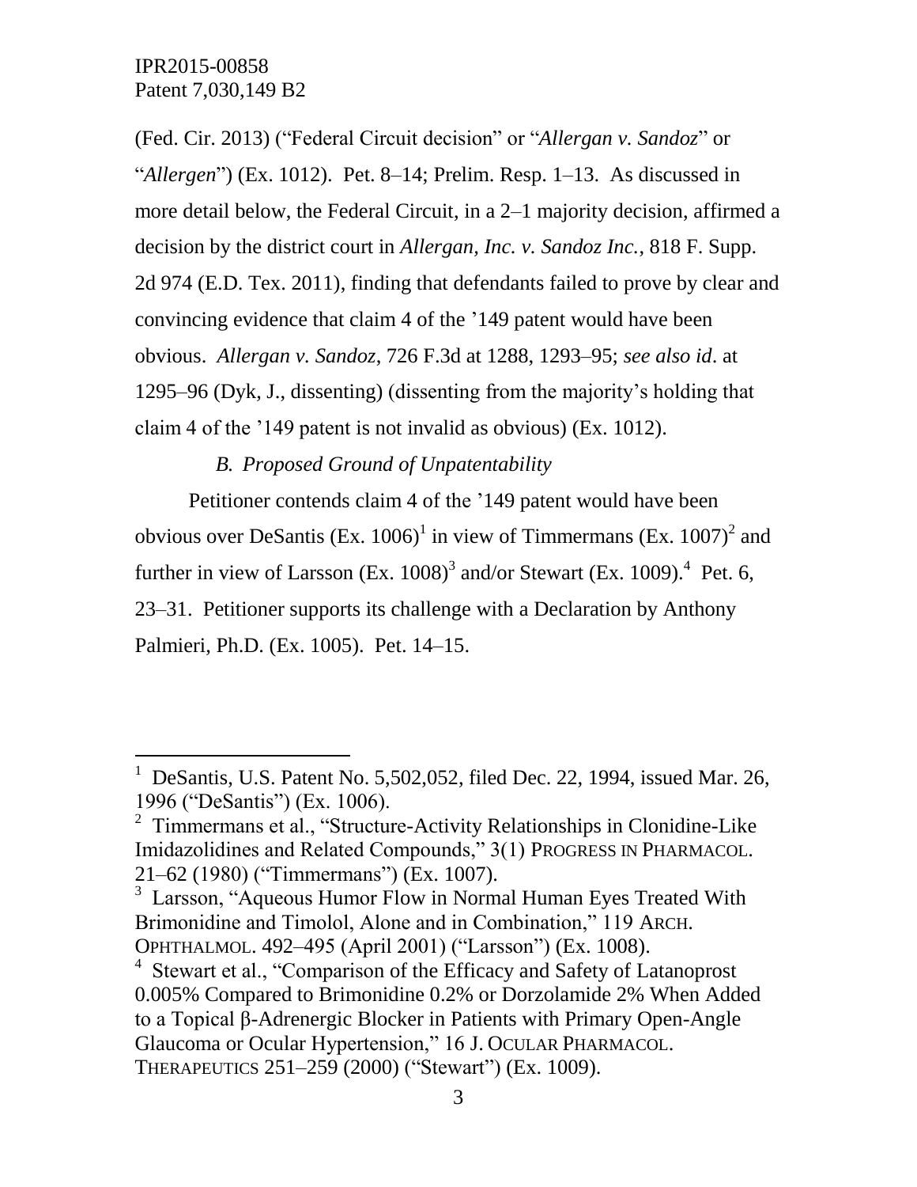(Fed. Cir. 2013) ("Federal Circuit decision" or "*Allergan v. Sandoz*" or "*Allergen*") (Ex. 1012). Pet. 8–14; Prelim. Resp. 1–13. As discussed in more detail below, the Federal Circuit, in a 2–1 majority decision, affirmed a decision by the district court in *Allergan, Inc. v. Sandoz Inc.*, 818 F. Supp. 2d 974 (E.D. Tex. 2011), finding that defendants failed to prove by clear and convincing evidence that claim 4 of the '149 patent would have been obvious. *Allergan v. Sandoz*, 726 F.3d at 1288, 1293–95; *see also id*. at 1295–96 (Dyk, J., dissenting) (dissenting from the majority's holding that claim 4 of the '149 patent is not invalid as obvious) (Ex. 1012).

### *B. Proposed Ground of Unpatentability*

Petitioner contends claim 4 of the '149 patent would have been obvious over DeSantis (Ex. 1006)[1] in view of Timmermans (Ex. 1007)[2] and further in view of Larsson (Ex. 1008)[3] and/or Stewart (Ex. 1009).[4] Pet. 6, 23–31. Petitioner supports its challenge with a Declaration by Anthony Palmieri, Ph.D. (Ex. 1005). Pet. 14–15.

---

[1] DeSantis, U.S. Patent No. 5,502,052, filed Dec. 22, 1994, issued Mar. 26, 1996 ("DeSantis") (Ex. 1006).

[2] Timmermans et al., "Structure-Activity Relationships in Clonidine-Like Imidazolidines and Related Compounds," 3(1) PROGRESS IN PHARMACOL. 21–62 (1980) ("Timmermans") (Ex. 1007).

[3] Larsson, "Aqueous Humor Flow in Normal Human Eyes Treated With Brimonidine and Timolol, Alone and in Combination," 119 ARCH. OPHTHALMOL. 492–495 (April 2001) ("Larsson") (Ex. 1008).

[4] Stewart et al., "Comparison of the Efficacy and Safety of Latanoprost 0.005% Compared to Brimonidine 0.2% or Dorzolamide 2% When Added to a Topical β-Adrenergic Blocker in Patients with Primary Open-Angle Glaucoma or Ocular Hypertension," 16 J. OCULAR PHARMACOL. THERAPEUTICS 251–259 (2000) ("Stewart") (Ex. 1009).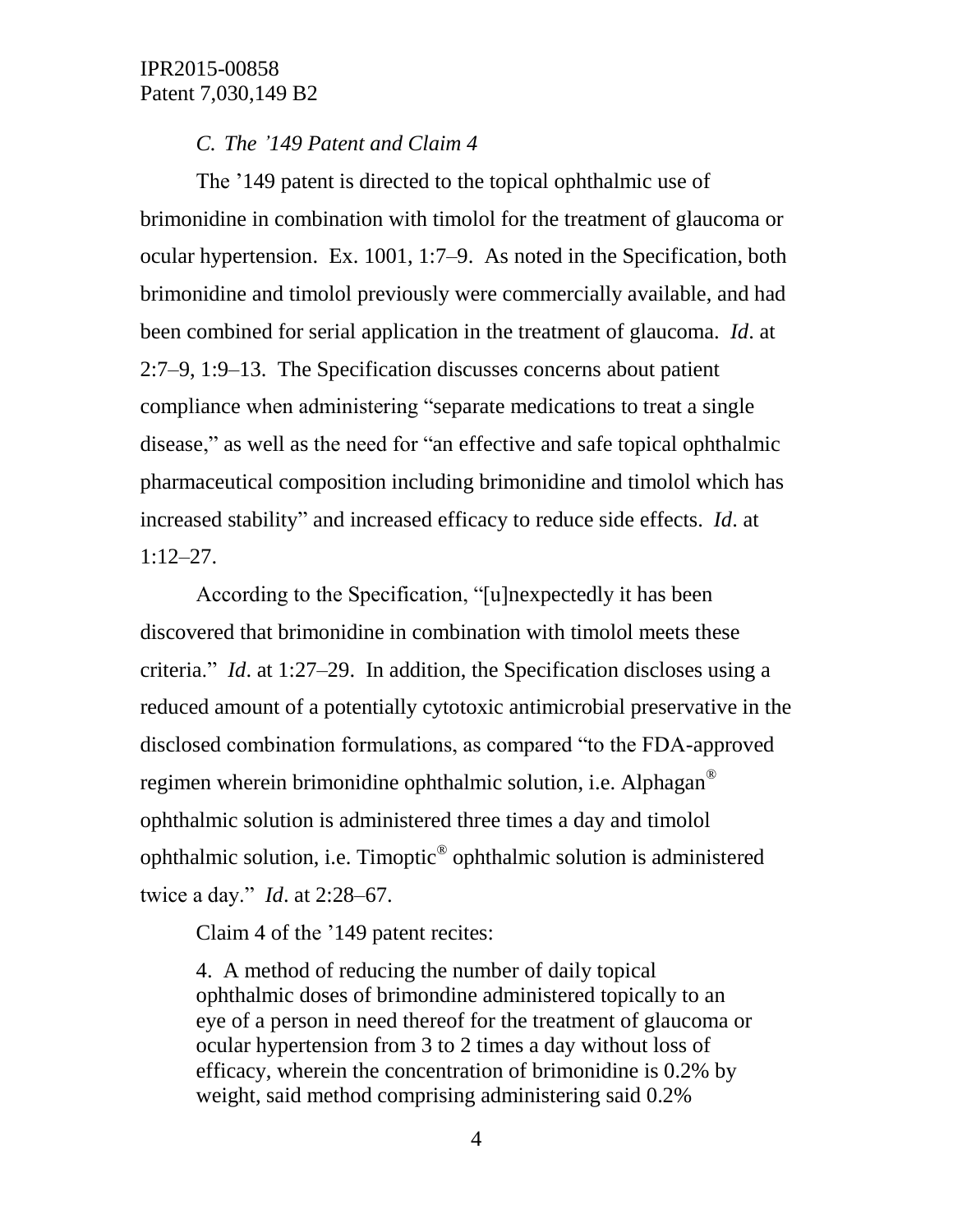### *C. The '149 Patent and Claim 4*

The '149 patent is directed to the topical ophthalmic use of brimonidine in combination with timolol for the treatment of glaucoma or ocular hypertension. Ex. 1001, 1:7–9. As noted in the Specification, both brimonidine and timolol previously were commercially available, and had been combined for serial application in the treatment of glaucoma. *Id*. at 2:7–9, 1:9–13. The Specification discusses concerns about patient compliance when administering "separate medications to treat a single disease," as well as the need for "an effective and safe topical ophthalmic pharmaceutical composition including brimonidine and timolol which has increased stability" and increased efficacy to reduce side effects. *Id*. at 1:12–27.

According to the Specification, "[u]nexpectedly it has been discovered that brimonidine in combination with timolol meets these criteria." *Id*. at 1:27–29. In addition, the Specification discloses using a reduced amount of a potentially cytotoxic antimicrobial preservative in the disclosed combination formulations, as compared "to the FDA-approved regimen wherein brimonidine ophthalmic solution, i.e. Alphagan® ophthalmic solution is administered three times a day and timolol ophthalmic solution, i.e. Timoptic® ophthalmic solution is administered twice a day." *Id*. at 2:28–67.

Claim 4 of the '149 patent recites:

> 4. A method of reducing the number of daily topical ophthalmic doses of brimondine administered topically to an eye of a person in need thereof for the treatment of glaucoma or ocular hypertension from 3 to 2 times a day without loss of efficacy, wherein the concentration of brimonidine is 0.2% by weight, said method comprising administering said 0.2%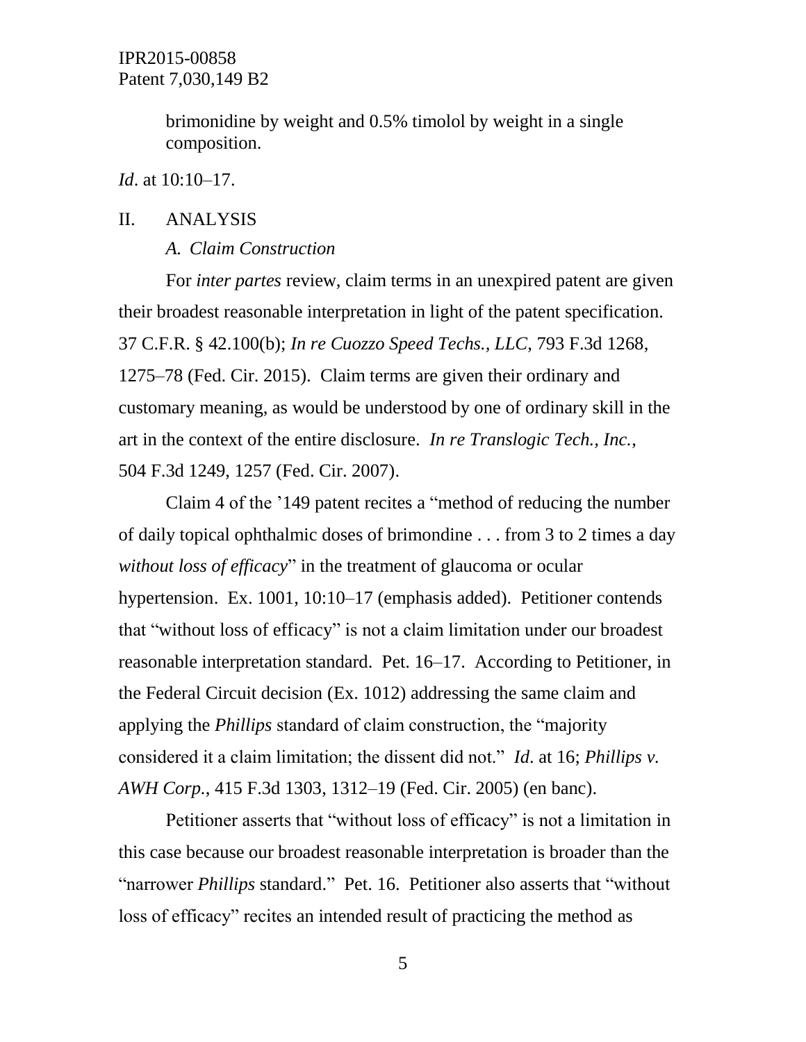brimonidine by weight and 0.5% timolol by weight in a single composition.

*Id*. at 10:10–17.

## II. ANALYSIS

### *A. Claim Construction*

For *inter partes* review, claim terms in an unexpired patent are given their broadest reasonable interpretation in light of the patent specification. 37 C.F.R. § 42.100(b); *In re Cuozzo Speed Techs., LLC*, 793 F.3d 1268, 1275–78 (Fed. Cir. 2015). Claim terms are given their ordinary and customary meaning, as would be understood by one of ordinary skill in the art in the context of the entire disclosure. *In re Translogic Tech., Inc.*, 504 F.3d 1249, 1257 (Fed. Cir. 2007).

Claim 4 of the '149 patent recites a "method of reducing the number of daily topical ophthalmic doses of brimondine . . . from 3 to 2 times a day *without loss of efficacy*" in the treatment of glaucoma or ocular hypertension. Ex. 1001, 10:10–17 (emphasis added). Petitioner contends that "without loss of efficacy" is not a claim limitation under our broadest reasonable interpretation standard. Pet. 16–17. According to Petitioner, in the Federal Circuit decision (Ex. 1012) addressing the same claim and applying the *Phillips* standard of claim construction, the "majority considered it a claim limitation; the dissent did not." *Id*. at 16; *Phillips v. AWH Corp.*, 415 F.3d 1303, 1312–19 (Fed. Cir. 2005) (en banc).

Petitioner asserts that "without loss of efficacy" is not a limitation in this case because our broadest reasonable interpretation is broader than the "narrower *Phillips* standard." Pet. 16. Petitioner also asserts that "without loss of efficacy" recites an intended result of practicing the method as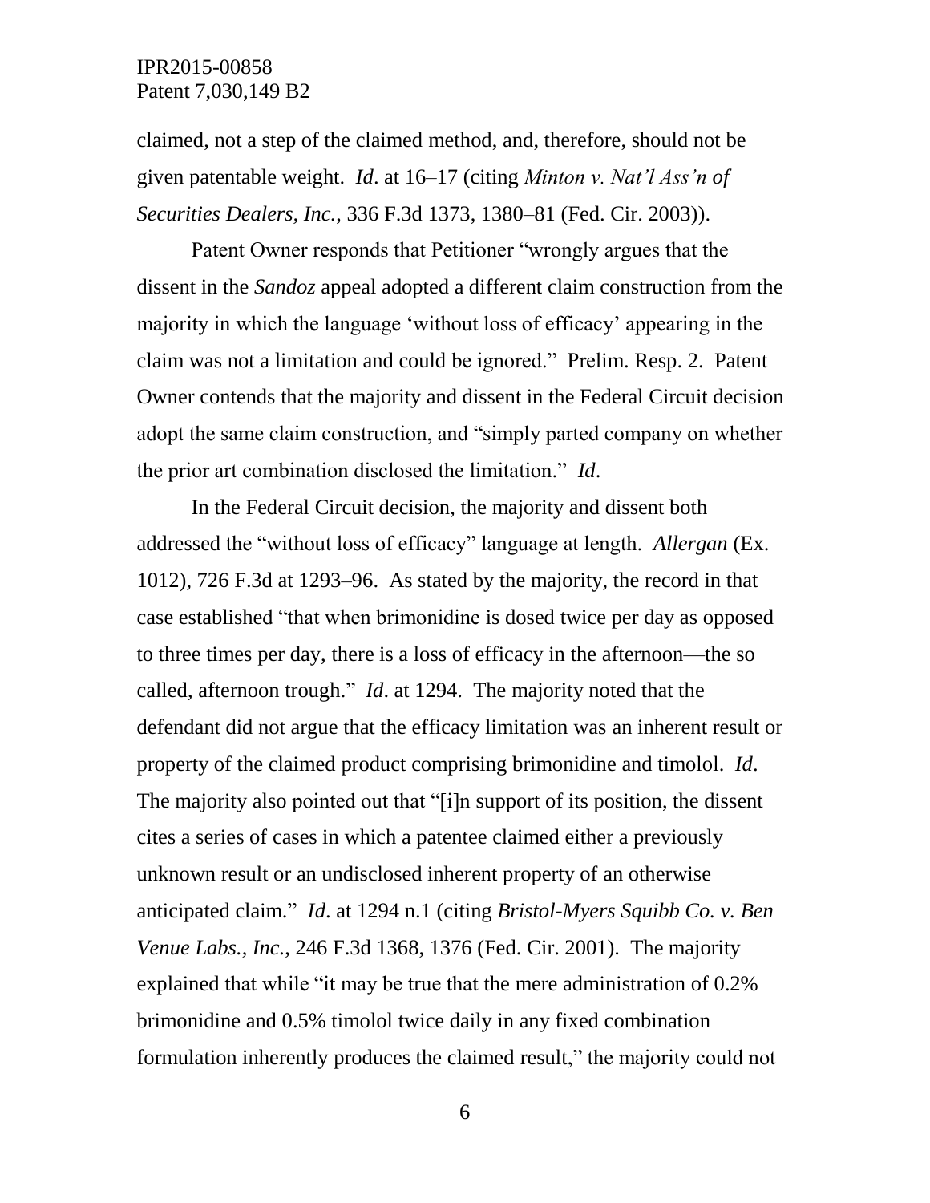claimed, not a step of the claimed method, and, therefore, should not be given patentable weight. *Id*. at 16–17 (citing *Minton v. Nat'l Ass'n of Securities Dealers, Inc.*, 336 F.3d 1373, 1380–81 (Fed. Cir. 2003)).

Patent Owner responds that Petitioner "wrongly argues that the dissent in the *Sandoz* appeal adopted a different claim construction from the majority in which the language 'without loss of efficacy' appearing in the claim was not a limitation and could be ignored." Prelim. Resp. 2. Patent Owner contends that the majority and dissent in the Federal Circuit decision adopt the same claim construction, and "simply parted company on whether the prior art combination disclosed the limitation." *Id*.

In the Federal Circuit decision, the majority and dissent both addressed the "without loss of efficacy" language at length. *Allergan* (Ex. 1012), 726 F.3d at 1293–96. As stated by the majority, the record in that case established "that when brimonidine is dosed twice per day as opposed to three times per day, there is a loss of efficacy in the afternoon—the so called, afternoon trough." *Id*. at 1294. The majority noted that the defendant did not argue that the efficacy limitation was an inherent result or property of the claimed product comprising brimonidine and timolol. *Id*. The majority also pointed out that "[i]n support of its position, the dissent cites a series of cases in which a patentee claimed either a previously unknown result or an undisclosed inherent property of an otherwise anticipated claim." *Id*. at 1294 n.1 (citing *Bristol-Myers Squibb Co. v. Ben Venue Labs., Inc.*, 246 F.3d 1368, 1376 (Fed. Cir. 2001). The majority explained that while "it may be true that the mere administration of 0.2% brimonidine and 0.5% timolol twice daily in any fixed combination formulation inherently produces the claimed result," the majority could not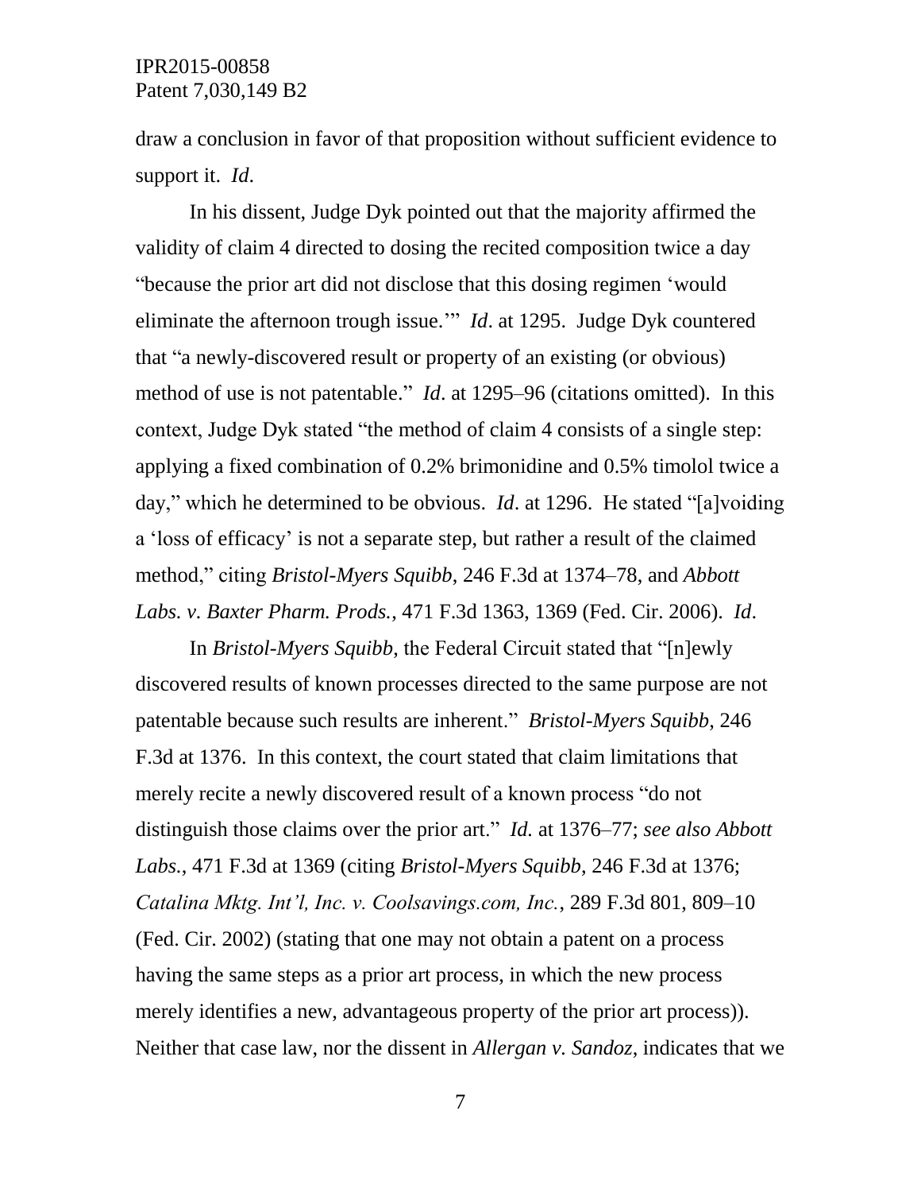draw a conclusion in favor of that proposition without sufficient evidence to support it. *Id*.

In his dissent, Judge Dyk pointed out that the majority affirmed the validity of claim 4 directed to dosing the recited composition twice a day "because the prior art did not disclose that this dosing regimen 'would eliminate the afternoon trough issue.'" *Id*. at 1295. Judge Dyk countered that "a newly-discovered result or property of an existing (or obvious) method of use is not patentable." *Id*. at 1295–96 (citations omitted). In this context, Judge Dyk stated "the method of claim 4 consists of a single step: applying a fixed combination of 0.2% brimonidine and 0.5% timolol twice a day," which he determined to be obvious. *Id*. at 1296. He stated "[a]voiding a 'loss of efficacy' is not a separate step, but rather a result of the claimed method," citing *Bristol-Myers Squibb*, 246 F.3d at 1374–78, and *Abbott Labs. v. Baxter Pharm. Prods.*, 471 F.3d 1363, 1369 (Fed. Cir. 2006). *Id*.

In *Bristol-Myers Squibb*, the Federal Circuit stated that "[n]ewly discovered results of known processes directed to the same purpose are not patentable because such results are inherent." *Bristol-Myers Squibb*, 246 F.3d at 1376. In this context, the court stated that claim limitations that merely recite a newly discovered result of a known process "do not distinguish those claims over the prior art." *Id.* at 1376–77; *see also Abbott Labs.*, 471 F.3d at 1369 (citing *Bristol-Myers Squibb*, 246 F.3d at 1376; *Catalina Mktg. Int'l, Inc. v. Coolsavings.com, Inc.*, 289 F.3d 801, 809–10 (Fed. Cir. 2002) (stating that one may not obtain a patent on a process having the same steps as a prior art process, in which the new process merely identifies a new, advantageous property of the prior art process)). Neither that case law, nor the dissent in *Allergan v. Sandoz*, indicates that we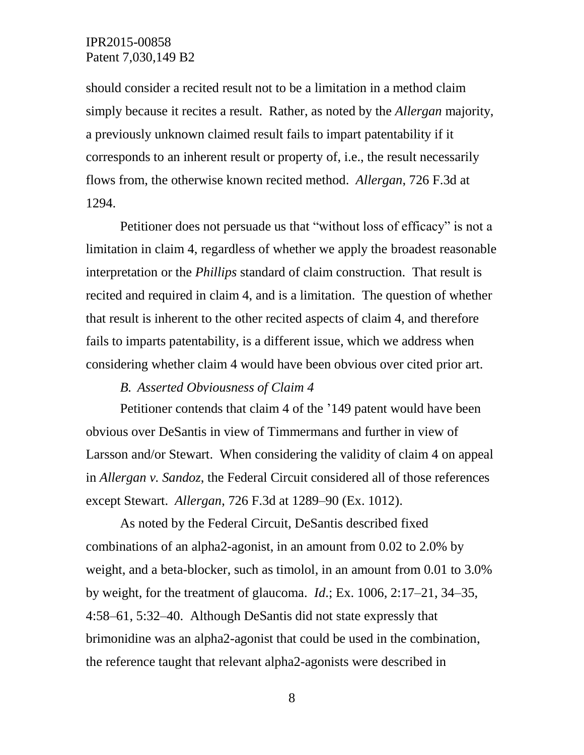should consider a recited result not to be a limitation in a method claim simply because it recites a result. Rather, as noted by the *Allergan* majority, a previously unknown claimed result fails to impart patentability if it corresponds to an inherent result or property of, i.e., the result necessarily flows from, the otherwise known recited method. *Allergan*, 726 F.3d at 1294.

Petitioner does not persuade us that "without loss of efficacy" is not a limitation in claim 4, regardless of whether we apply the broadest reasonable interpretation or the *Phillips* standard of claim construction. That result is recited and required in claim 4, and is a limitation. The question of whether that result is inherent to the other recited aspects of claim 4, and therefore fails to imparts patentability, is a different issue, which we address when considering whether claim 4 would have been obvious over cited prior art.

### *B. Asserted Obviousness of Claim 4*

Petitioner contends that claim 4 of the '149 patent would have been obvious over DeSantis in view of Timmermans and further in view of Larsson and/or Stewart. When considering the validity of claim 4 on appeal in *Allergan v. Sandoz*, the Federal Circuit considered all of those references except Stewart. *Allergan*, 726 F.3d at 1289–90 (Ex. 1012).

As noted by the Federal Circuit, DeSantis described fixed combinations of an alpha2-agonist, in an amount from 0.02 to 2.0% by weight, and a beta-blocker, such as timolol, in an amount from 0.01 to 3.0% by weight, for the treatment of glaucoma. *Id.*; Ex. 1006, 2:17–21, 34–35, 4:58–61, 5:32–40. Although DeSantis did not state expressly that brimonidine was an alpha2-agonist that could be used in the combination, the reference taught that relevant alpha2-agonists were described in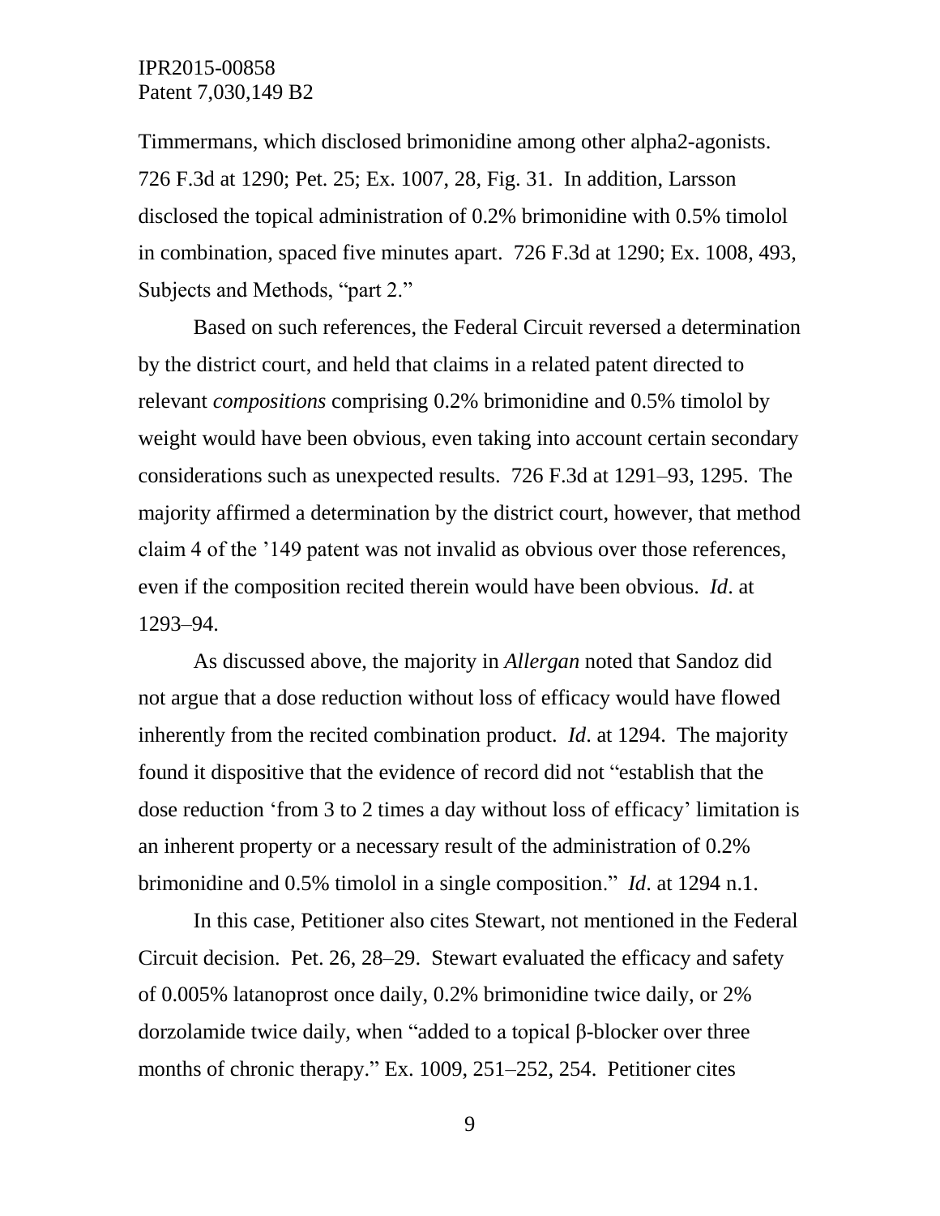Timmermans, which disclosed brimonidine among other alpha2-agonists. 726 F.3d at 1290; Pet. 25; Ex. 1007, 28, Fig. 31. In addition, Larsson disclosed the topical administration of 0.2% brimonidine with 0.5% timolol in combination, spaced five minutes apart. 726 F.3d at 1290; Ex. 1008, 493, Subjects and Methods, "part 2."

Based on such references, the Federal Circuit reversed a determination by the district court, and held that claims in a related patent directed to relevant *compositions* comprising 0.2% brimonidine and 0.5% timolol by weight would have been obvious, even taking into account certain secondary considerations such as unexpected results. 726 F.3d at 1291–93, 1295. The majority affirmed a determination by the district court, however, that method claim 4 of the '149 patent was not invalid as obvious over those references, even if the composition recited therein would have been obvious. *Id*. at 1293–94.

As discussed above, the majority in *Allergan* noted that Sandoz did not argue that a dose reduction without loss of efficacy would have flowed inherently from the recited combination product. *Id*. at 1294. The majority found it dispositive that the evidence of record did not "establish that the dose reduction 'from 3 to 2 times a day without loss of efficacy' limitation is an inherent property or a necessary result of the administration of 0.2% brimonidine and 0.5% timolol in a single composition." *Id*. at 1294 n.1.

In this case, Petitioner also cites Stewart, not mentioned in the Federal Circuit decision. Pet. 26, 28–29. Stewart evaluated the efficacy and safety of 0.005% latanoprost once daily, 0.2% brimonidine twice daily, or 2% dorzolamide twice daily, when "added to a topical β-blocker over three months of chronic therapy." Ex. 1009, 251–252, 254. Petitioner cites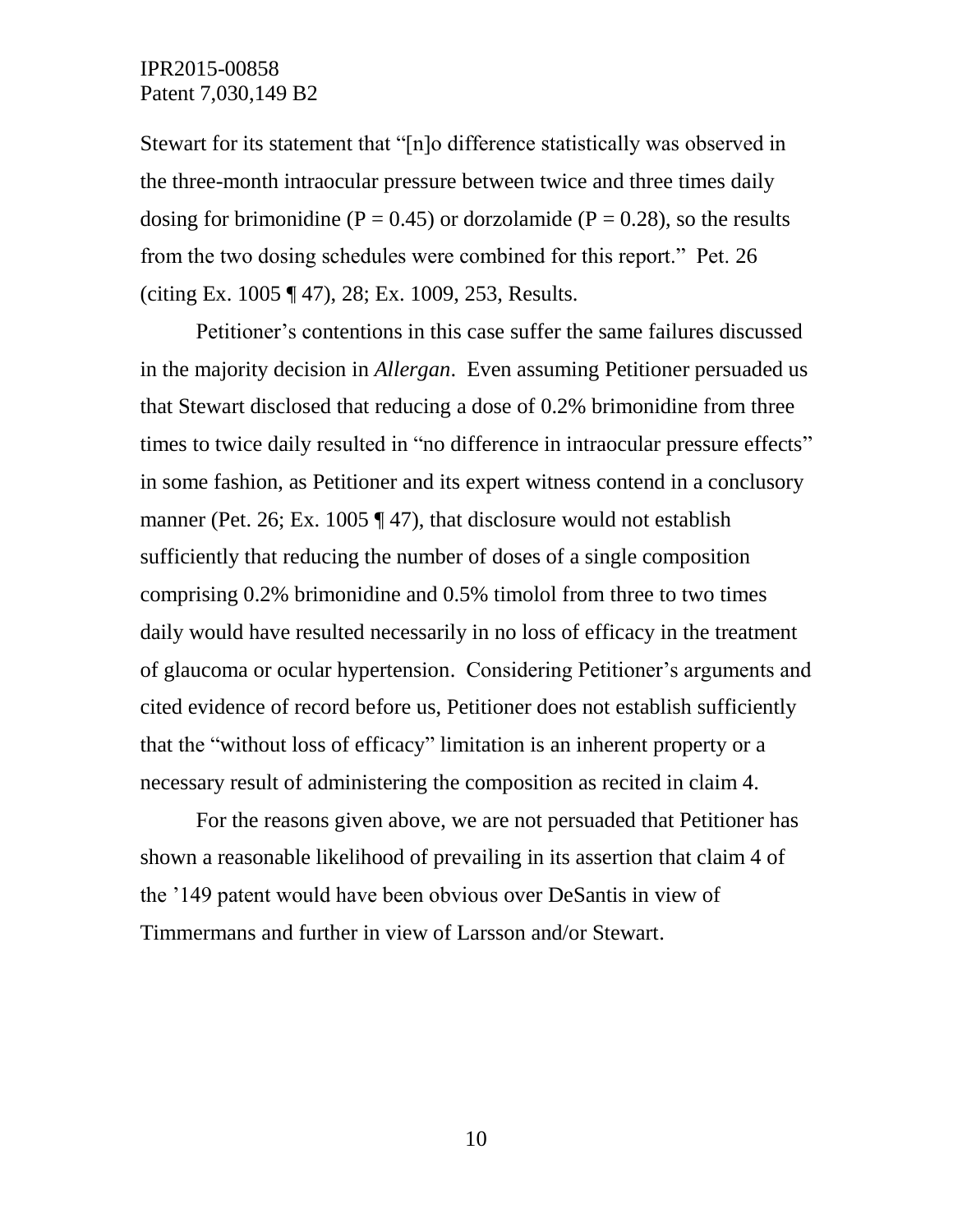Stewart for its statement that "[n]o difference statistically was observed in the three-month intraocular pressure between twice and three times daily dosing for brimonidine ($P = 0.45$) or dorzolamide ($P = 0.28$), so the results from the two dosing schedules were combined for this report." Pet. 26 (citing Ex. 1005 ¶ 47), 28; Ex. 1009, 253, Results.

Petitioner's contentions in this case suffer the same failures discussed in the majority decision in *Allergan*. Even assuming Petitioner persuaded us that Stewart disclosed that reducing a dose of 0.2% brimonidine from three times to twice daily resulted in "no difference in intraocular pressure effects" in some fashion, as Petitioner and its expert witness contend in a conclusory manner (Pet. 26; Ex. 1005 ¶ 47), that disclosure would not establish sufficiently that reducing the number of doses of a single composition comprising 0.2% brimonidine and 0.5% timolol from three to two times daily would have resulted necessarily in no loss of efficacy in the treatment of glaucoma or ocular hypertension. Considering Petitioner's arguments and cited evidence of record before us, Petitioner does not establish sufficiently that the "without loss of efficacy" limitation is an inherent property or a necessary result of administering the composition as recited in claim 4.

For the reasons given above, we are not persuaded that Petitioner has shown a reasonable likelihood of prevailing in its assertion that claim 4 of the '149 patent would have been obvious over DeSantis in view of Timmermans and further in view of Larsson and/or Stewart.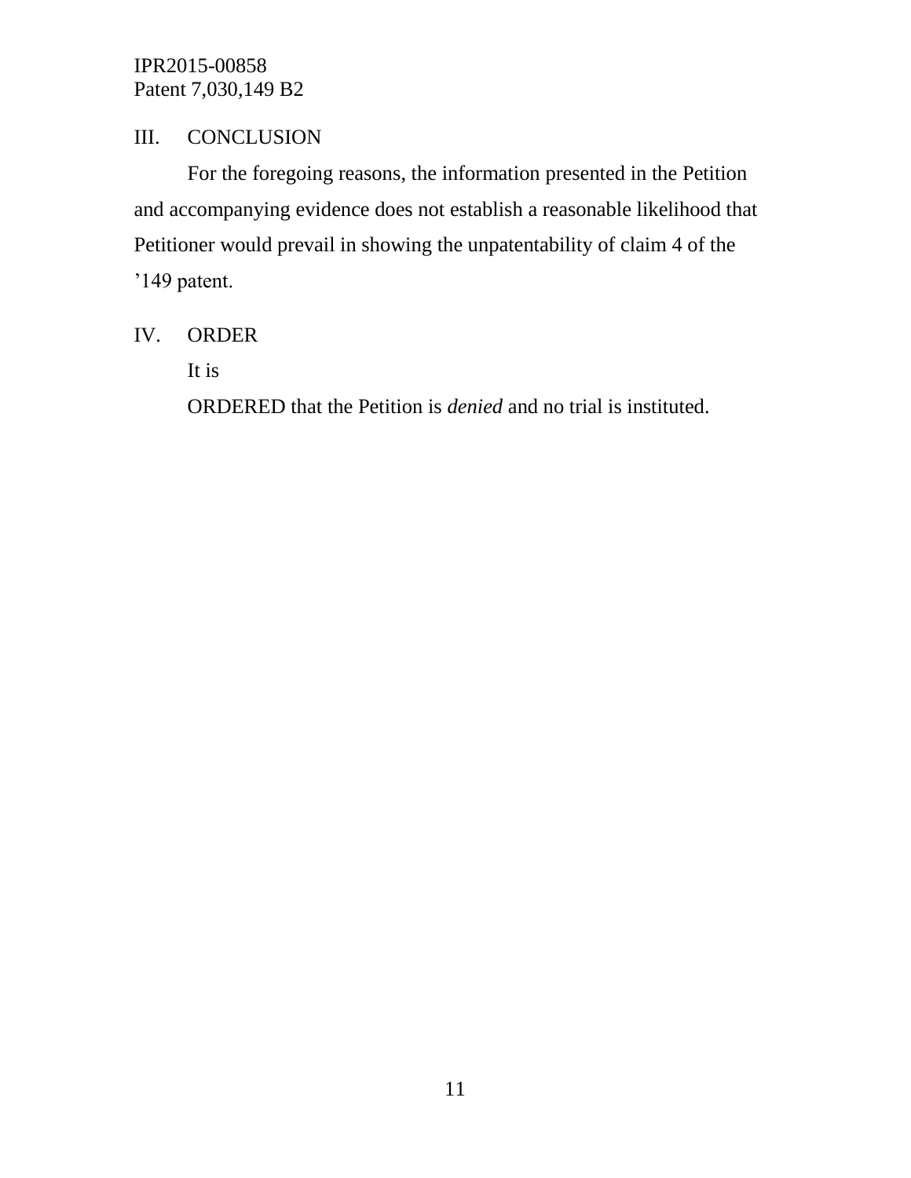## III. CONCLUSION

For the foregoing reasons, the information presented in the Petition and accompanying evidence does not establish a reasonable likelihood that Petitioner would prevail in showing the unpatentability of claim 4 of the ’149 patent.

## IV. ORDER

It is

ORDERED that the Petition is *denied* and no trial is instituted.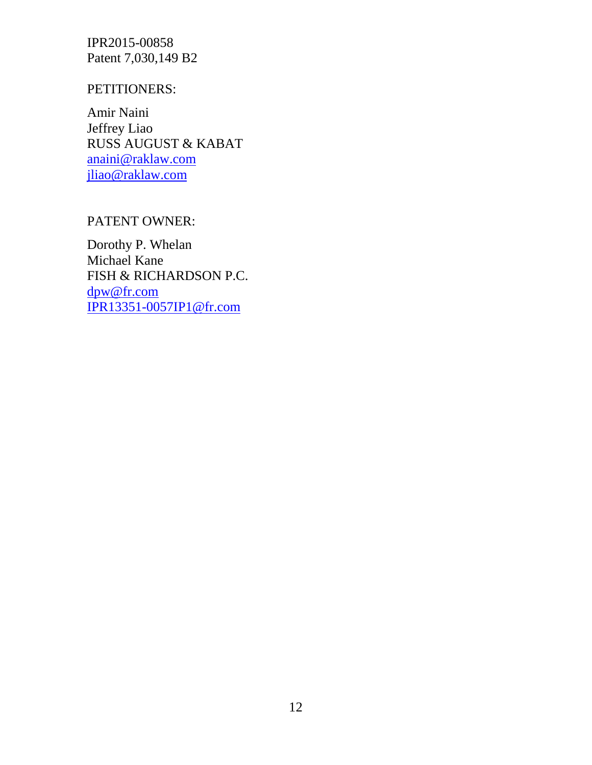IPR2015-00858
Patent 7,030,149 B2

PETITIONERS:

Amir Naini
Jeffrey Liao
RUSS AUGUST & KABAT
anaini@raklaw.com
jliao@raklaw.com

PATENT OWNER:

Dorothy P. Whelan
Michael Kane
FISH & RICHARDSON P.C.
dpw@fr.com
IPR13351-0057IP1@fr.com